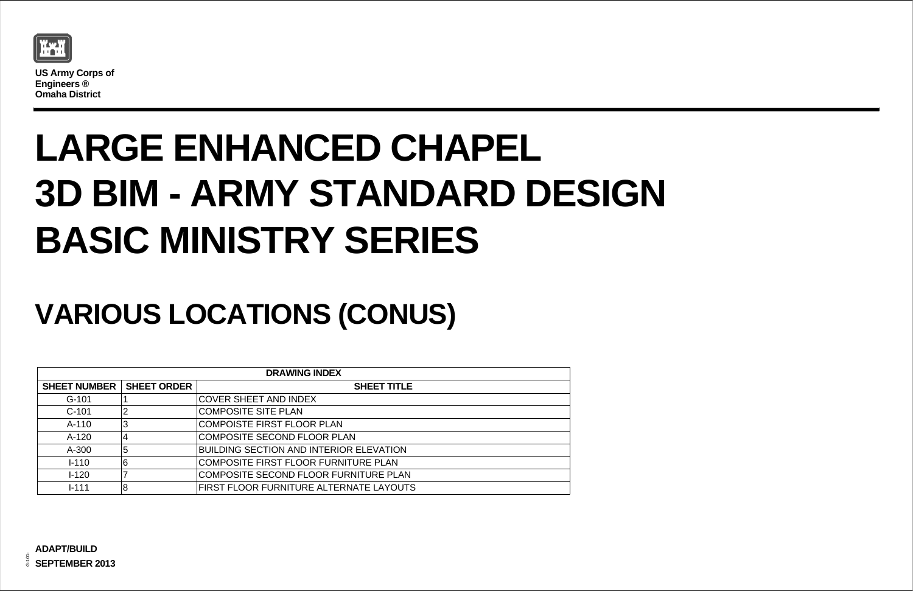**US Army Corps of Engineers ®**
**Omaha District**

# LARGE ENHANCED CHAPEL
# 3D BIM - ARMY STANDARD DESIGN
# BASIC MINISTRY SERIES

# VARIOUS LOCATIONS (CONUS)

| DRAWING INDEX | | |
|---|---|---|
| **SHEET NUMBER** | **SHEET ORDER** | **SHEET TITLE** |
| G-101 | 1 | COVER SHEET AND INDEX |
| C-101 | 2 | COMPOSITE SITE PLAN |
| A-110 | 3 | COMPOISTE FIRST FLOOR PLAN |
| A-120 | 4 | COMPOSITE SECOND FLOOR PLAN |
| A-300 | 5 | BUILDING SECTION AND INTERIOR ELEVATION |
| I-110 | 6 | COMPOSITE FIRST FLOOR FURNITURE PLAN |
| I-120 | 7 | COMPOSITE SECOND FLOOR FURNITURE PLAN |
| I-111 | 8 | FIRST FLOOR FURNITURE ALTERNATE LAYOUTS |

**ADAPT/BUILD**
**SEPTEMBER 2013**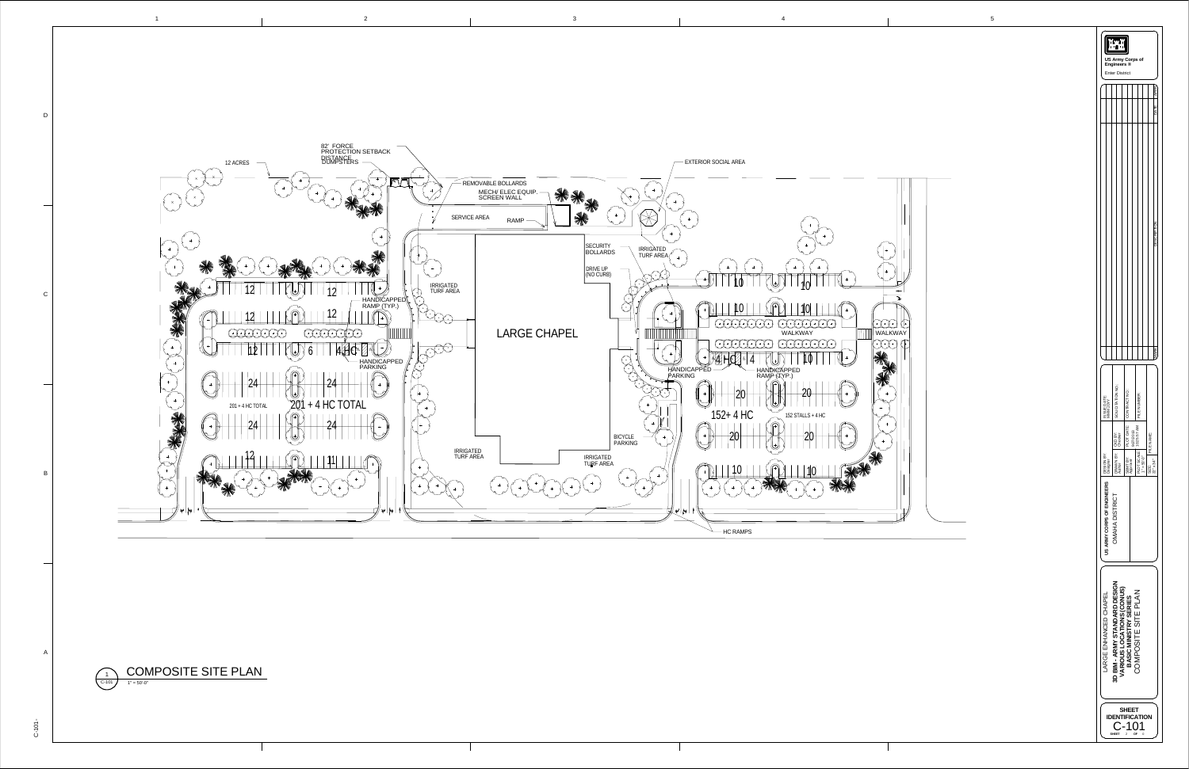# COMPOSITE SITE PLAN

1 / C-101 — 1" = 50'-0"

12 ACRES

82' FORCE PROTECTION SETBACK DISTANCE

DUMPSTERS

REMOVABLE BOLLARDS

MECH/ ELEC EQUIP. SCREEN WALL

SERVICE AREA

RAMP

EXTERIOR SOCIAL AREA

SECURITY BOLLARDS

IRRIGATED TURF AREA

DRIVE UP (NO CURB)

LARGE CHAPEL

HANDICAPPED RAMP (TYP.)

HANDICAPPED PARKING

IRRIGATED TURF AREA

12 | 12

12 | 12

12 | 6 | 4 HC

24 | 24

201 + 4 HC TOTAL

201 + 4 HC TOTAL

24 | 24

12 | 11

10 | 10

10 | 10

WALKWAY

WALKWAY

4 HC | 4 | 10

HANDICAPPED PARKING

HANDICAPPED RAMP (TYP.)

20 | 20

152+ 4 HC

152 STALLS + 4 HC

20 | 20

10 | 10

BICYCLE PARKING

IRRIGATED TURF AREA

HC RAMPS

US Army Corps of Engineers®

Enter District

US ARMY CORPS OF ENGINEERS

OMAHA DISTRICT

LARGE ENHANCED CHAPEL

**3D BIM - ARMY STANDARD DESIGN**

**VARIOUS LOCATIONS (CONUS)**

**BASIC MINISTRY SERIES**

COMPOSITE SITE PLAN

**SHEET IDENTIFICATION**

C-101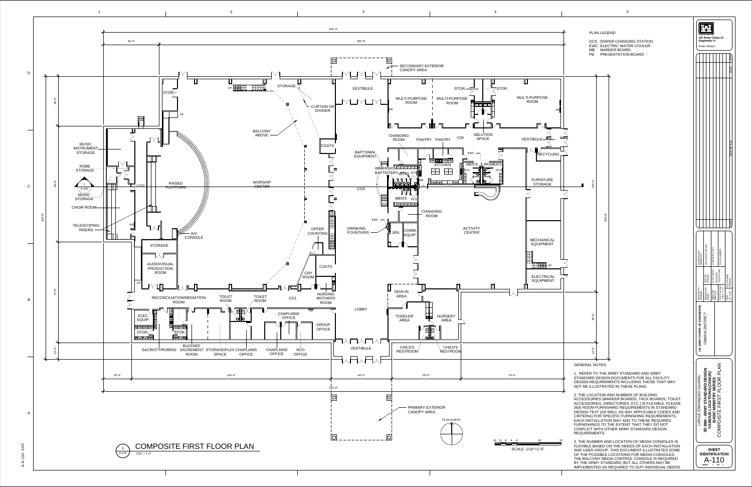# COMPOSITE FIRST FLOOR PLAN

1/16" = 1'-0"

## PLAN LEGEND

- DCS DIAPER CHANGING STATION
- EWC ELECTRIC WATER COOLER
- MB MARKER BOARD
- PB PRESENTATION BOARD

## GENERAL NOTES:

1. REFER TO THE ARMY STANDARD AND ARMY STANDARD DESIGN DOCUMENTS FOR ALL FACILITY DESIGN REQUIREMENTS INCLUDING THOSE THAT MAY NOT BE ILLUSTRATED IN THESE PLANS.

2. THE LOCATION AND NUMBER OF BUILDING ACCESSORIES (MARKER BOARDS, TACK BOARDS, TOILET ACCESSORIES, DIRECTORIES, ETC.) IS FLEXIBLE. PLEASE SEE ROOM FURNISHING REQUIREMENTS IN STANDARD DESIGN TEXT (AS WELL AS ANY APPLICABLE CODES AND CRITERIA) FOR SPECIFIC FURNISHING REQUIREMENTS. EACH INSTALLATION MAY ADD TO THESE REQUIRED FURNISHINGS TO THE EXTENT THAT THEY DO NOT CONFLICT WITH OTHER ARMY STANDARD DESIGN REQUIREMENTS.

3. THE NUMBER AND LOCATION OF MEDIA CONSOLES IS FLEXIBLE BASED ON THE NEEDS OF EACH INSTALLATION AND USER GROUP. THIS DOCUMENT ILLUSTRATES SOME OF THE POSSIBLE LOCATIONS FOR MEDIA CONSOLES. THE BALCONY MEDIA CONTROL CONSOLE IS REQUIRED BY THE ARMY STANDARD, BUT ALL OTHERS MAY BE IMPLEMENTED AS REQUIRED TO SUIT INDIVIDUAL NEEDS.

SCALE: 1/16"=1'-0"

US Army Corps of Engineers
Enter District

US ARMY CORPS OF ENGINEERS
OMAHA DISTRICT

LARGE ENHANCED CHAPEL
**3D BIM - ARMY STANDARD DESIGN**
**VARIOUS LOCATIONS (CONUS)**
**BASIC MINISTRY SERIES**
COMPOSITE FIRST FLOOR PLAN

**SHEET IDENTIFICATION**
A-110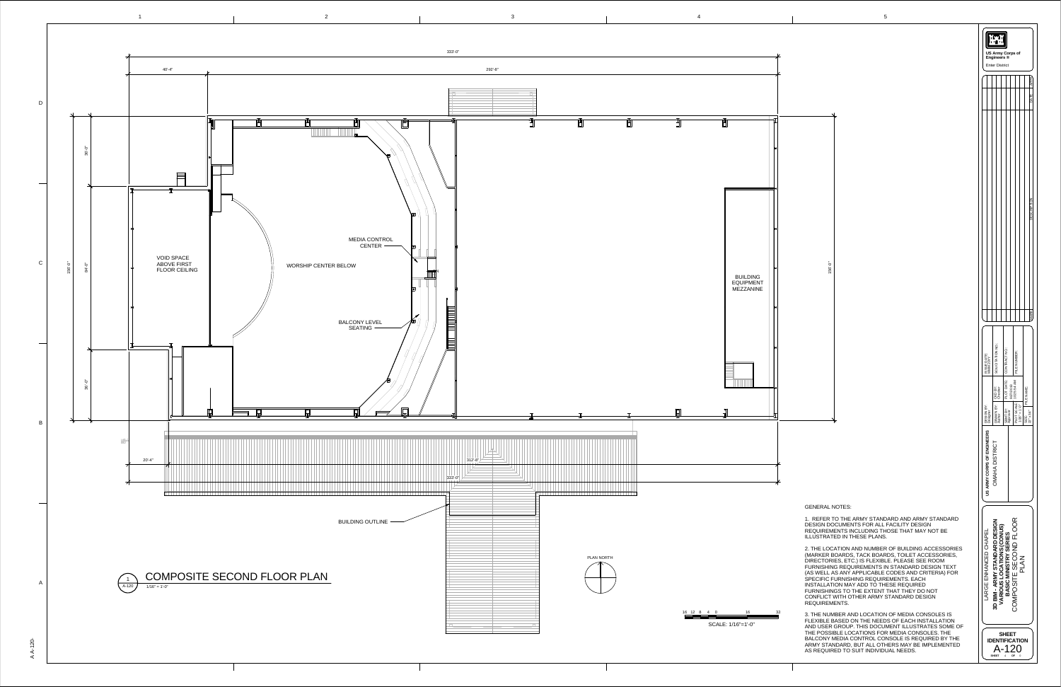# COMPOSITE SECOND FLOOR PLAN

1/16" = 1'-0"

333'-0"

40'-4"

292'-8"

36'-0"

84'-0"

36'-0"

156'-0"

VOID SPACE ABOVE FIRST FLOOR CEILING

WORSHIP CENTER BELOW

MEDIA CONTROL CENTER

BALCONY LEVEL SEATING

BUILDING EQUIPMENT MEZZANINE

20'-4"

312'-8"

BUILDING OUTLINE

PLAN NORTH

SCALE: 1/16"=1'-0"

## GENERAL NOTES:

1. REFER TO THE ARMY STANDARD AND ARMY STANDARD DESIGN DOCUMENTS FOR ALL FACILITY DESIGN REQUIREMENTS INCLUDING THOSE THAT MAY NOT BE ILLUSTRATED IN THESE PLANS.

2. THE LOCATION AND NUMBER OF BUILDING ACCESSORIES (MARKER BOARDS, TACK BOARDS, TOILET ACCESSORIES, DIRECTORIES, ETC.) IS FLEXIBLE. PLEASE SEE ROOM FURNISHING REQUIREMENTS IN STANDARD DESIGN TEXT (AS WELL AS ANY APPLICABLE CODES AND CRITERIA) FOR SPECIFIC FURNISHING REQUIREMENTS. EACH INSTALLATION MAY ADD TO THESE REQUIRED FURNISHINGS TO THE EXTENT THAT THEY DO NOT CONFLICT WITH OTHER ARMY STANDARD DESIGN REQUIREMENTS.

3. THE NUMBER AND LOCATION OF MEDIA CONSOLES IS FLEXIBLE BASED ON THE NEEDS OF EACH INSTALLATION AND USER GROUP. THIS DOCUMENT ILLUSTRATES SOME OF THE POSSIBLE LOCATIONS FOR MEDIA CONSOLES. THE BALCONY MEDIA CONTROL CONSOLE IS REQUIRED BY THE ARMY STANDARD, BUT ALL OTHERS MAY BE IMPLEMENTED AS REQUIRED TO SUIT INDIVIDUAL NEEDS.

US Army Corps of Engineers
Enter District

US ARMY CORPS OF ENGINEERS
OMAHA DISTRICT

LARGE ENHANCED CHAPEL
**3D BIM - ARMY STANDARD DESIGN**
**VARIOUS LOCATIONS (CONUS)**
**BASIC MINISTRY SERIES**
COMPOSITE SECOND FLOOR PLAN

**SHEET IDENTIFICATION**
A-120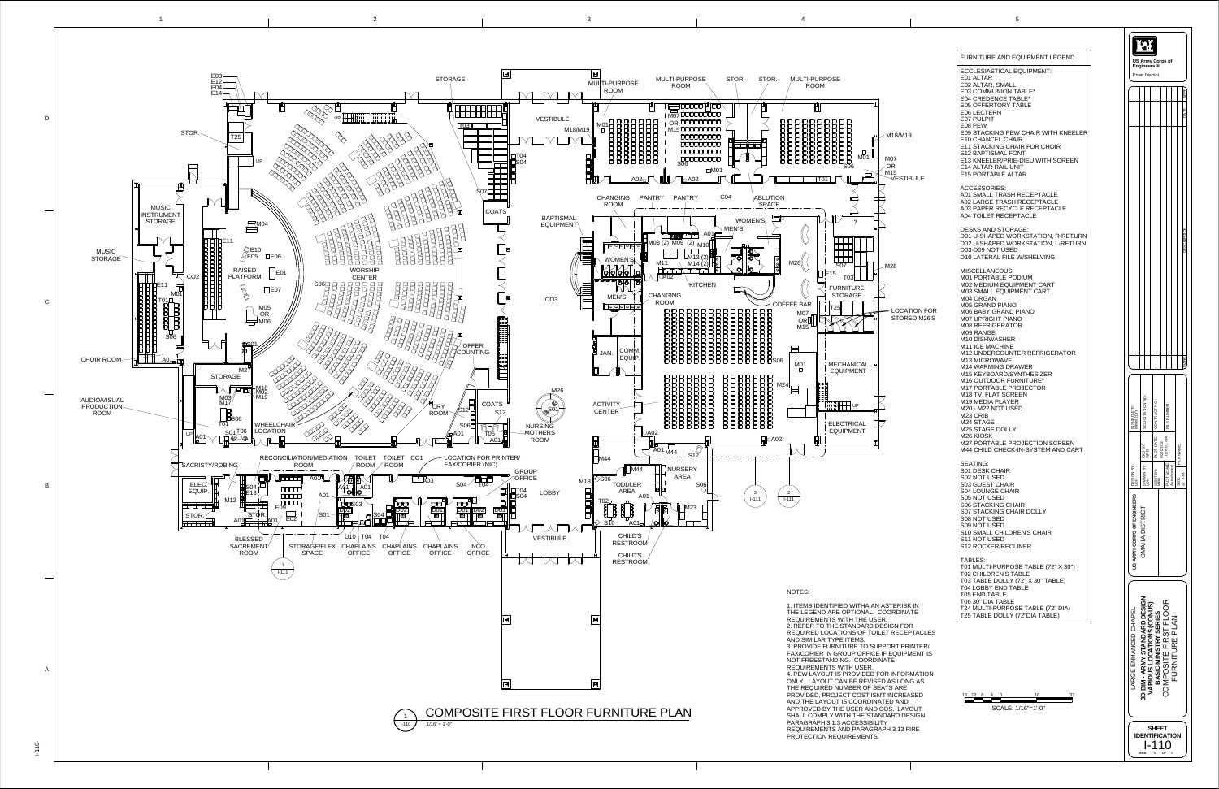# COMPOSITE FIRST FLOOR FURNITURE PLAN

1/16" = 1'-0"

## FURNITURE AND EQUIPMENT LEGEND

**ECCLESIASTICAL EQUIPMENT:**

- E01 ALTAR
- E02 ALTAR, SMALL
- E03 COMMUNION TABLE*
- E04 CREDENCE TABLE*
- E05 OFFERTORY TABLE
- E06 LECTERN
- E07 PULPIT
- E08 PEW
- E09 STACKING PEW CHAIR WITH KNEELER
- E10 CHANCEL CHAIR
- E11 STACKING CHAIR FOR CHOIR
- E12 BAPTISMAL FONT
- E13 KNEELER/PRIE-DIEU WITH SCREEN
- E14 ALTAR RAIL UNIT
- E15 PORTABLE ALTAR

**ACCESSORIES:**

- A01 SMALL TRASH RECEPTACLE
- A02 LARGE TRASH RECEPTACLE
- A03 PAPER RECYCLE RECEPTACLE
- A04 TOILET RECEPTACLE

**DESKS AND STORAGE:**

- D01 U-SHAPED WORKSTATION, R-RETURN
- D02 U-SHAPED WORKSTATION, L-RETURN
- D03-D09 NOT USED
- D10 LATERAL FILE W/SHELVING

**MISCELLANEOUS:**

- M01 PORTABLE PODIUM
- M02 MEDIUM EQUIPMENT CART
- M03 SMALL EQUIPMENT CART
- M04 ORGAN
- M05 GRAND PIANO
- M06 BABY GRAND PIANO
- M07 UPRIGHT PIANO
- M08 REFRIGERATOR
- M09 RANGE
- M10 DISHWASHER
- M11 ICE MACHINE
- M12 UNDERCOUNTER REFRIGERATOR
- M13 MICROWAVE
- M14 WARMING DRAWER
- M15 KEYBOARD/SYNTHESIZER
- M16 OUTDOOR FURNITURE*
- M17 PORTABLE PROJECTOR
- M18 TV, FLAT SCREEN
- M19 MEDIA PLAYER
- M20 - M22 NOT USED
- M23 CRIB
- M24 STAGE
- M25 STAGE DOLLY
- M26 KIOSK
- M27 PORTABLE PROJECTION SCREEN
- M44 CHILD CHECK-IN-SYSTEM AND CART

**SEATING:**

- S01 DESK CHAIR
- S02 NOT USED
- S03 GUEST CHAIR
- S04 LOUNGE CHAIR
- S05 NOT USED
- S06 STACKING CHAIR
- S07 STACKING CHAIR DOLLY
- S08 NOT USED
- S09 NOT USED
- S10 SMALL CHILDREN'S CHAIR
- S11 NOT USED
- S12 ROCKER/RECLINER

**TABLES:**

- T01 MULTI-PURPOSE TABLE (72" X 30")
- T02 CHILDREN'S TABLE
- T03 TABLE DOLLY (72" X 30" TABLE)
- T04 LOBBY END TABLE
- T05 END TABLE
- T06 30" DIA TABLE
- T24 MULTI-PURPOSE TABLE (72" DIA)
- T25 TABLE DOLLY (72"DIA TABLE)

## NOTES:

1. ITEMS IDENTIFIED WITHA AN ASTERISK IN THE LEGEND ARE OPTIONAL. COORDINATE REQUIREMENTS WITH THE USER.
2. REFER TO THE STANDARD DESIGN FOR REQUIRED LOCATIONS OF TOILET RECEPTACLES AND SIMILAR TYPE ITEMS.
3. PROVIDE FURNITURE TO SUPPORT PRINTER/ FAX/COPIER IN GROUP OFFICE IF EQUIPMENT IS NOT FREESTANDING. COORDINATE REQUIREMENTS WITH USER.
4. PEW LAYOUT IS PROVIDED FOR INFORMATION ONLY. LAYOUT CAN BE REVISED AS LONG AS THE REQUIRED NUMBER OF SEATS ARE PROVIDED, PROJECT COST ISN'T INCREASED AND THE LAYOUT IS COORDINATED AND APPROVED BY THE USER AND COS. LAYOUT SHALL COMPLY WITH THE STANDARD DESIGN PARAGRAPH 3.1.3 ACCESSIBILITY REQUIREMENTS AND PARAGRAPH 3.13 FIRE PROTECTION REQUIREMENTS.

SCALE: 1/16"=1'-0"

US Army Corps of Engineers
Enter District

US ARMY CORPS OF ENGINEERS
OMAHA DISTRICT

LARGE ENHANCED CHAPEL
**3D BIM - ARMY STANDARD DESIGN**
**VARIOUS LOCATIONS (CONUS)**
**BASIC MINISTRY SERIES**
COMPOSITE FIRST FLOOR FURNITURE PLAN

**SHEET IDENTIFICATION**
I-110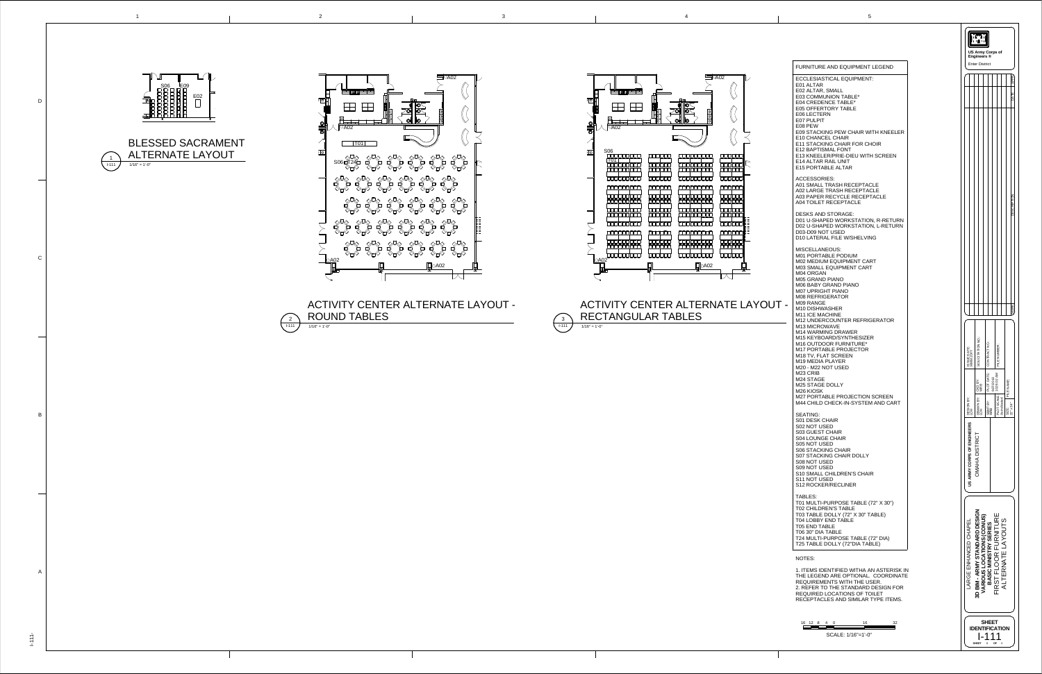## 1 BLESSED SACRAMENT ALTERNATE LAYOUT

I-111 — 1/16" = 1'-0"

## 2 ACTIVITY CENTER ALTERNATE LAYOUT - ROUND TABLES

I-111 — 1/16" = 1'-0"

## 3 ACTIVITY CENTER ALTERNATE LAYOUT - RECTANGULAR TABLES

I-111 — 1/16" = 1'-0"

## FURNITURE AND EQUIPMENT LEGEND

**ECCLESIASTICAL EQUIPMENT:**

- E01 ALTAR
- E02 ALTAR, SMALL
- E03 COMMUNION TABLE*
- E04 CREDENCE TABLE*
- E05 OFFERTORY TABLE
- E06 LECTERN
- E07 PULPIT
- E08 PEW
- E09 STACKING PEW CHAIR WITH KNEELER
- E10 CHANCEL CHAIR
- E11 STACKING CHAIR FOR CHOIR
- E12 BAPTISMAL FONT
- E13 KNEELER/PRIE-DIEU WITH SCREEN
- E14 ALTAR RAIL UNIT
- E15 PORTABLE ALTAR

**ACCESSORIES:**

- A01 SMALL TRASH RECEPTACLE
- A02 LARGE TRASH RECEPTACLE
- A03 PAPER RECYCLE RECEPTACLE
- A04 TOILET RECEPTACLE

**DESKS AND STORAGE:**

- D01 U-SHAPED WORKSTATION, R-RETURN
- D02 U-SHAPED WORKSTATION, L-RETURN
- D03-D09 NOT USED
- D10 LATERAL FILE W/SHELVING

**MISCELLANEOUS:**

- M01 PORTABLE PODIUM
- M02 MEDIUM EQUIPMENT CART
- M03 SMALL EQUIPMENT CART
- M04 ORGAN
- M05 GRAND PIANO
- M06 BABY GRAND PIANO
- M07 UPRIGHT PIANO
- M08 REFRIGERATOR
- M09 RANGE
- M10 DISHWASHER
- M11 ICE MACHINE
- M12 UNDERCOUNTER REFRIGERATOR
- M13 MICROWAVE
- M14 WARMING DRAWER
- M15 KEYBOARD/SYNTHESIZER
- M16 OUTDOOR FURNITURE*
- M17 PORTABLE PROJECTOR
- M18 TV, FLAT SCREEN
- M19 MEDIA PLAYER
- M20 - M22 NOT USED
- M23 CRIB
- M24 STAGE
- M25 STAGE DOLLY
- M26 KIOSK
- M27 PORTABLE PROJECTION SCREEN
- M44 CHILD CHECK-IN-SYSTEM AND CART

**SEATING:**

- S01 DESK CHAIR
- S02 NOT USED
- S03 GUEST CHAIR
- S04 LOUNGE CHAIR
- S05 NOT USED
- S06 STACKING CHAIR
- S07 STACKING CHAIR DOLLY
- S08 NOT USED
- S09 NOT USED
- S10 SMALL CHILDREN'S CHAIR
- S11 NOT USED
- S12 ROCKER/RECLINER

**TABLES:**

- T01 MULTI-PURPOSE TABLE (72" X 30")
- T02 CHILDREN'S TABLE
- T03 TABLE DOLLY (72" X 30" TABLE)
- T04 LOBBY END TABLE
- T05 END TABLE
- T06 30" DIA TABLE
- T24 MULTI-PURPOSE TABLE (72" DIA)
- T25 TABLE DOLLY (72"DIA TABLE)

**NOTES:**

1. ITEMS IDENTIFIED WITH AN ASTERISK IN THE LEGEND ARE OPTIONAL. COORDINATE REQUIREMENTS WITH THE USER.
2. REFER TO THE STANDARD DESIGN FOR REQUIRED LOCATIONS OF TOILET RECEPTACLES AND SIMILAR TYPE ITEMS.

SCALE: 1/16"=1'-0"

US Army Corps of Engineers®
Enter District

US ARMY CORPS OF ENGINEERS
OMAHA DISTRICT

LARGE ENHANCED CHAPEL
3D BIM - ARMY STANDARD DESIGN
VARIOUS LOCATIONS (CONUS)
BASIC MINISTRY SERIES
FIRST FLOOR FURNITURE ALTERNATE LAYOUTS

SHEET IDENTIFICATION
I-111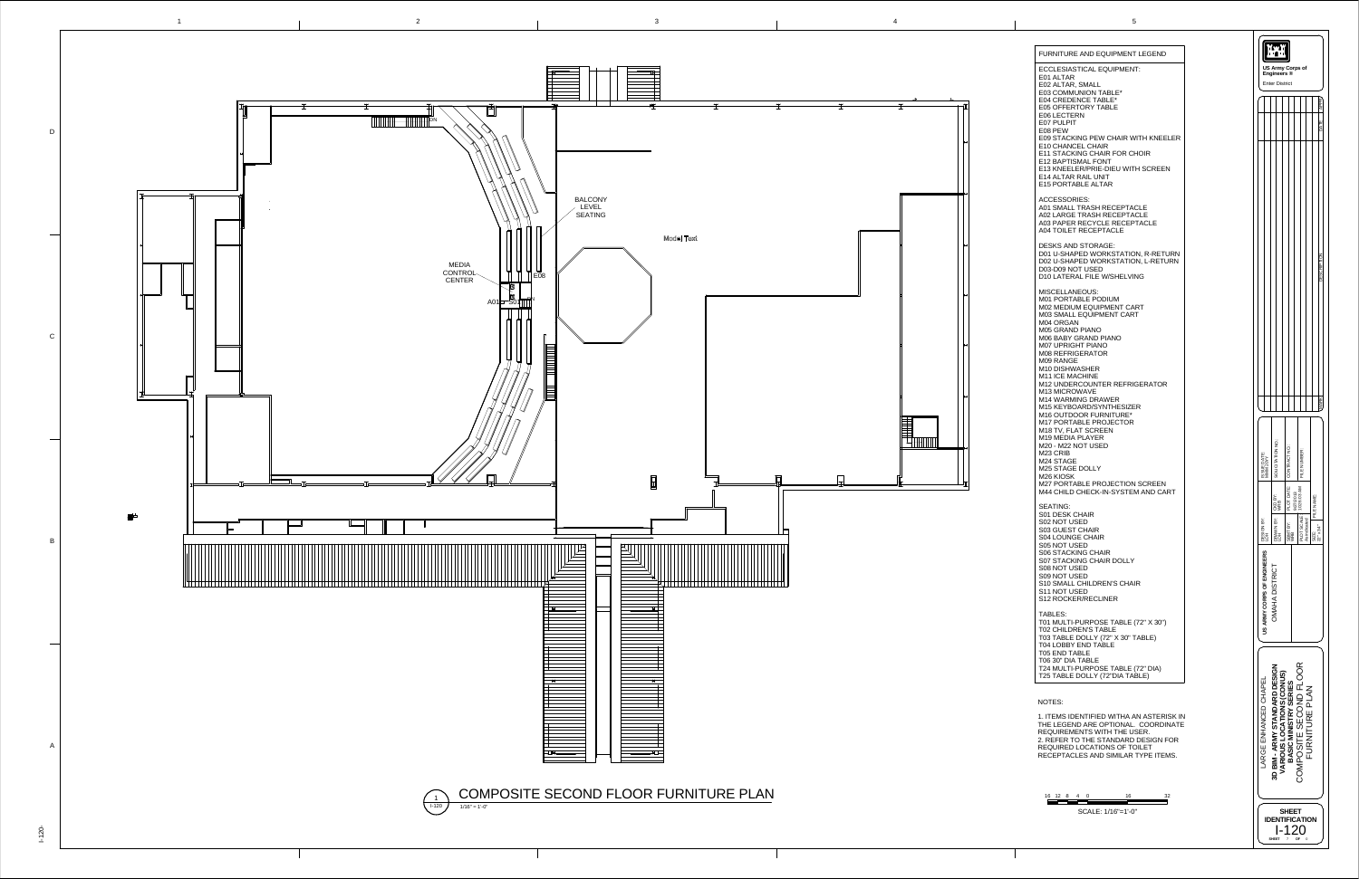BALCONY LEVEL SEATING

MEDIA CONTROL CENTER

E06

A01

S01

Model Text

DN

# COMPOSITE SECOND FLOOR FURNITURE PLAN

1 / I-120

1/16" = 1'-0"

## FURNITURE AND EQUIPMENT LEGEND

ECCLESIASTICAL EQUIPMENT:
E01 ALTAR
E02 ALTAR, SMALL
E03 COMMUNION TABLE*
E04 CREDENCE TABLE*
E05 OFFERTORY TABLE
E06 LECTERN
E07 PULPIT
E08 PEW
E09 STACKING PEW CHAIR WITH KNEELER
E10 CHANCEL CHAIR
E11 STACKING CHAIR FOR CHOIR
E12 BAPTISMAL FONT
E13 KNEELER/PRIE-DIEU WITH SCREEN
E14 ALTAR RAIL UNIT
E15 PORTABLE ALTAR

ACCESSORIES:
A01 SMALL TRASH RECEPTACLE
A02 LARGE TRASH RECEPTACLE
A03 PAPER RECYCLE RECEPTACLE
A04 TOILET RECEPTACLE

DESKS AND STORAGE:
D01 U-SHAPED WORKSTATION, R-RETURN
D02 U-SHAPED WORKSTATION, L-RETURN
D03-D09 NOT USED
D10 LATERAL FILE W/SHELVING

MISCELLANEOUS:
M01 PORTABLE PODIUM
M02 MEDIUM EQUIPMENT CART
M03 SMALL EQUIPMENT CART
M04 ORGAN
M05 GRAND PIANO
M06 BABY GRAND PIANO
M07 UPRIGHT PIANO
M08 REFRIGERATOR
M09 RANGE
M10 DISHWASHER
M11 ICE MACHINE
M12 UNDERCOUNTER REFRIGERATOR
M13 MICROWAVE
M14 WARMING DRAWER
M15 KEYBOARD/SYNTHESIZER
M16 OUTDOOR FURNITURE*
M17 PORTABLE PROJECTOR
M18 TV, FLAT SCREEN
M19 MEDIA PLAYER
M20 - M22 NOT USED
M23 CRIB
M24 STAGE
M25 STAGE DOLLY
M26 KIOSK
M27 PORTABLE PROJECTION SCREEN
M44 CHILD CHECK-IN-SYSTEM AND CART

SEATING:
S01 DESK CHAIR
S02 NOT USED
S03 GUEST CHAIR
S04 LOUNGE CHAIR
S05 NOT USED
S06 STACKING CHAIR
S07 STACKING CHAIR DOLLY
S08 NOT USED
S09 NOT USED
S10 SMALL CHILDREN'S CHAIR
S11 NOT USED
S12 ROCKER/RECLINER

TABLES:
T01 MULTI-PURPOSE TABLE (72" X 30")
T02 CHILDREN'S TABLE
T03 TABLE DOLLY (72" X 30" TABLE)
T04 LOBBY END TABLE
T05 END TABLE
T06 30" DIA TABLE
T24 MULTI-PURPOSE TABLE (72" DIA)
T25 TABLE DOLLY (72"DIA TABLE)

NOTES:

1. ITEMS IDENTIFIED WITHA AN ASTERISK IN THE LEGEND ARE OPTIONAL. COORDINATE REQUIREMENTS WITH THE USER.
2. REFER TO THE STANDARD DESIGN FOR REQUIRED LOCATIONS OF TOILET RECEPTACLES AND SIMILAR TYPE ITEMS.

16 12 8 4 0 16 32

SCALE: 1/16"=1'-0"

US Army Corps of Engineers ®
Enter District

US ARMY CORPS OF ENGINEERS
OMAHA DISTRICT

LARGE ENHANCED CHAPEL
**3D BIM - ARMY STANDARD DESIGN**
**VARIOUS LOCATIONS (CONUS)**
**BASIC MINISTRY SERIES**
COMPOSITE SECOND FLOOR FURNITURE PLAN

SHEET IDENTIFICATION
I-120
SHEET 7 OF 7